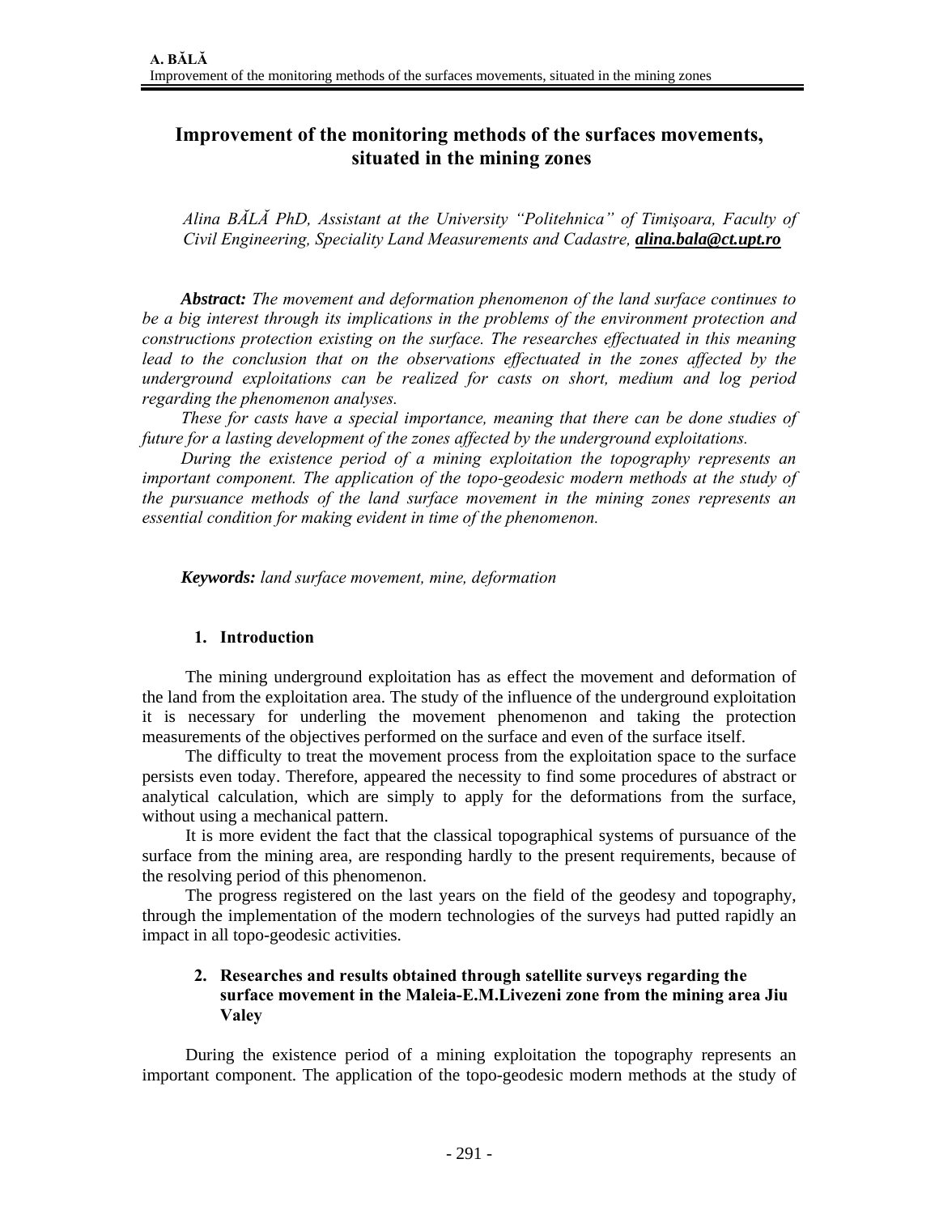# Improvement of the monitoring methods of the surfaces movements, situated in the mining zones

*Alina BĂLĂ PhD, Assistant at the University "Politehnica" of Timişoara, Faculty of Civil Engineering, Speciality Land Measurements and Cadastre,* ***alina.bala@ct.upt.ro***

***Abstract:*** *The movement and deformation phenomenon of the land surface continues to be a big interest through its implications in the problems of the environment protection and constructions protection existing on the surface. The researches effectuated in this meaning lead to the conclusion that on the observations effectuated in the zones affected by the underground exploitations can be realized for casts on short, medium and log period regarding the phenomenon analyses.*

*These for casts have a special importance, meaning that there can be done studies of future for a lasting development of the zones affected by the underground exploitations.*

*During the existence period of a mining exploitation the topography represents an important component. The application of the topo-geodesic modern methods at the study of the pursuance methods of the land surface movement in the mining zones represents an essential condition for making evident in time of the phenomenon.*

***Keywords:*** *land surface movement, mine, deformation*

## 1. Introduction

The mining underground exploitation has as effect the movement and deformation of the land from the exploitation area. The study of the influence of the underground exploitation it is necessary for underling the movement phenomenon and taking the protection measurements of the objectives performed on the surface and even of the surface itself.

The difficulty to treat the movement process from the exploitation space to the surface persists even today. Therefore, appeared the necessity to find some procedures of abstract or analytical calculation, which are simply to apply for the deformations from the surface, without using a mechanical pattern.

It is more evident the fact that the classical topographical systems of pursuance of the surface from the mining area, are responding hardly to the present requirements, because of the resolving period of this phenomenon.

The progress registered on the last years on the field of the geodesy and topography, through the implementation of the modern technologies of the surveys had putted rapidly an impact in all topo-geodesic activities.

## 2. Researches and results obtained through satellite surveys regarding the surface movement in the Maleia-E.M.Livezeni zone from the mining area Jiu Valey

During the existence period of a mining exploitation the topography represents an important component. The application of the topo-geodesic modern methods at the study of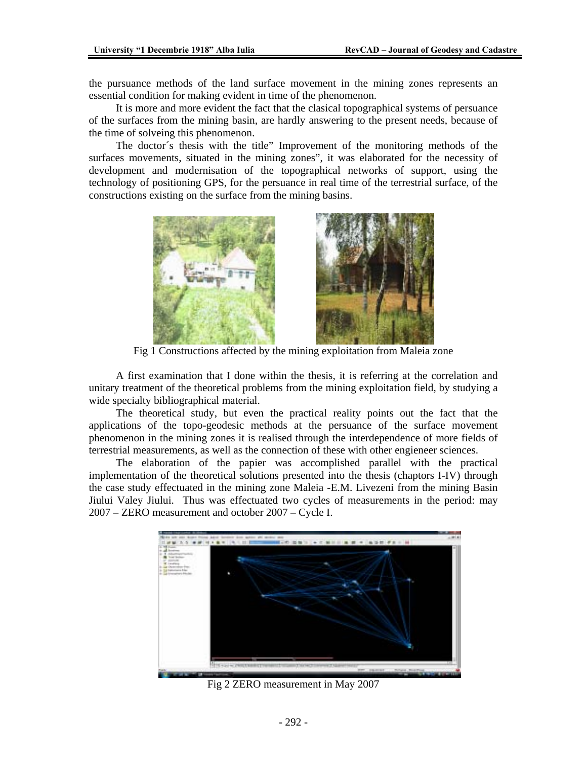the pursuance methods of the land surface movement in the mining zones represents an essential condition for making evident in time of the phenomenon.

It is more and more evident the fact that the clasical topographical systems of persuance of the surfaces from the mining basin, are hardly answering to the present needs, because of the time of solveing this phenomenon.

The doctor´s thesis with the title" Improvement of the monitoring methods of the surfaces movements, situated in the mining zones", it was elaborated for the necessity of development and modernisation of the topographical networks of support, using the technology of positioning GPS, for the persuance in real time of the terrestrial surface, of the constructions existing on the surface from the mining basins.

Fig 1 Constructions affected by the mining exploitation from Maleia zone

A first examination that I done within the thesis, it is referring at the correlation and unitary treatment of the theoretical problems from the mining exploitation field, by studying a wide specialty bibliographical material.

The theoretical study, but even the practical reality points out the fact that the applications of the topo-geodesic methods at the persuance of the surface movement phenomenon in the mining zones it is realised through the interdependence of more fields of terrestrial measurements, as well as the connection of these with other engieneer sciences.

The elaboration of the papier was accomplished parallel with the practical implementation of the theoretical solutions presented into the thesis (chaptors I-IV) through the case study effectuated in the mining zone Maleia -E.M. Livezeni from the mining Basin Jiului Valey Jiului. Thus was effectuated two cycles of measurements in the period: may 2007 – ZERO measurement and october 2007 – Cycle I.

Fig 2 ZERO measurement in May 2007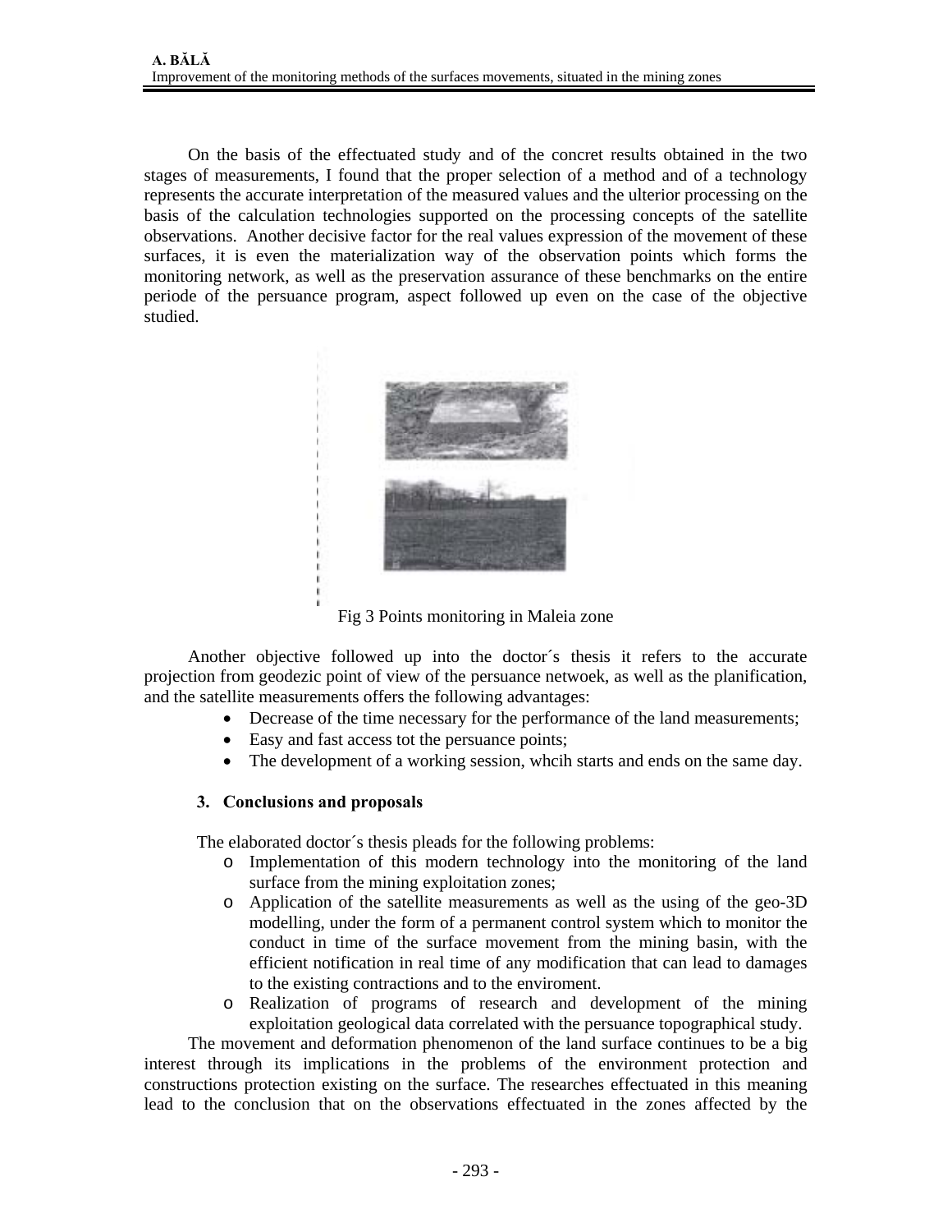On the basis of the effectuated study and of the concrete results obtained in the two stages of measurements, I found that the proper selection of a method and of a technology represents the accurate interpretation of the measured values and the ulterior processing on the basis of the calculation technologies supported on the processing concepts of the satellite observations. Another decisive factor for the real values expression of the movement of these surfaces, it is even the materialization way of the observation points which forms the monitoring network, as well as the preservation assurance of these benchmarks on the entire periode of the persuance program, aspect followed up even on the case of the objective studied.

Fig 3 Points monitoring in Maleia zone

Another objective followed up into the doctor´s thesis it refers to the accurate projection from geodezic point of view of the persuance netwoek, as well as the planification, and the satellite measurements offers the following advantages:

- Decrease of the time necessary for the performance of the land measurements;
- Easy and fast access tot the persuance points;
- The development of a working session, whcih starts and ends on the same day.

## 3. Conclusions and proposals

The elaborated doctor´s thesis pleads for the following problems:

- Implementation of this modern technology into the monitoring of the land surface from the mining exploitation zones;
- Application of the satellite measurements as well as the using of the geo-3D modelling, under the form of a permanent control system which to monitor the conduct in time of the surface movement from the mining basin, with the efficient notification in real time of any modification that can lead to damages to the existing contractions and to the enviroment.
- Realization of programs of research and development of the mining exploitation geological data correlated with the persuance topographical study.

The movement and deformation phenomenon of the land surface continues to be a big interest through its implications in the problems of the environment protection and constructions protection existing on the surface. The researches effectuated in this meaning lead to the conclusion that on the observations effectuated in the zones affected by the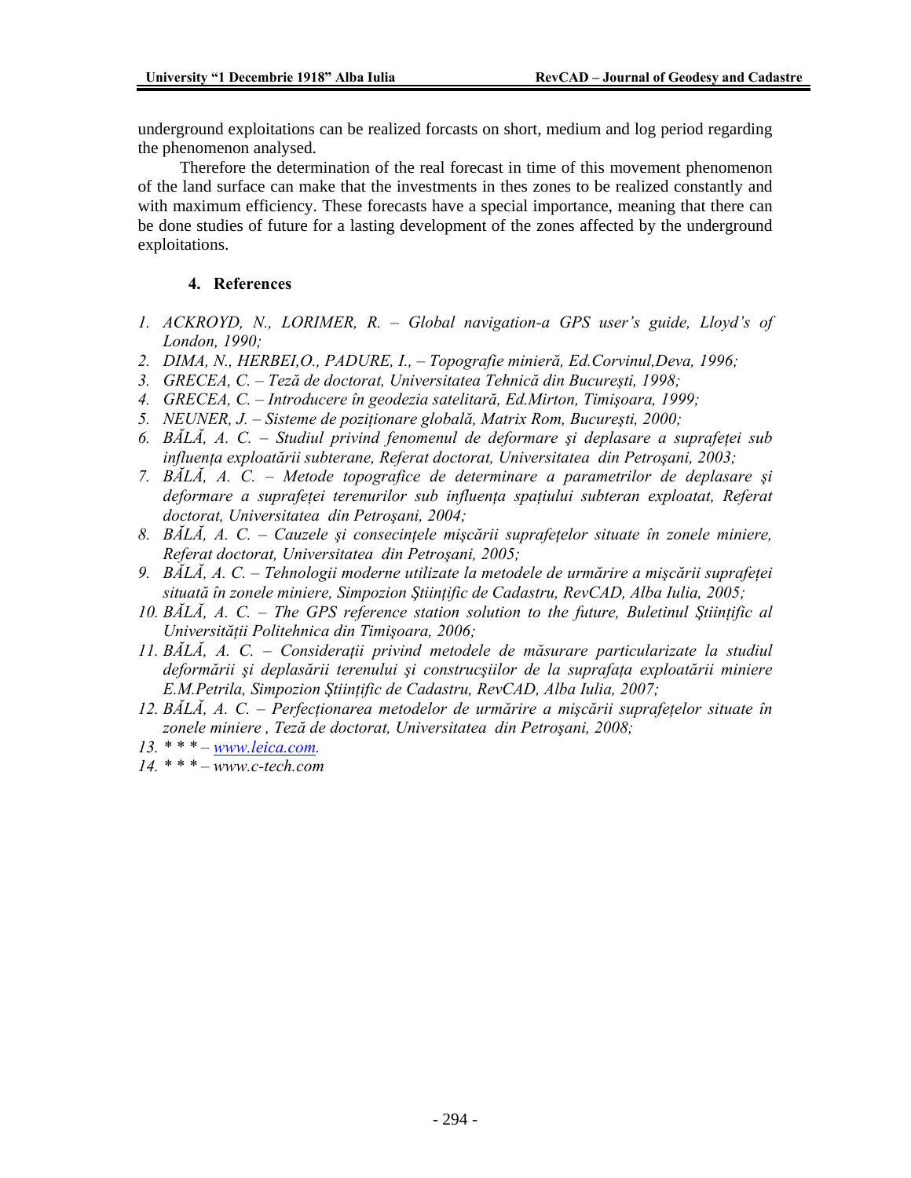underground exploitations can be realized forcasts on short, medium and log period regarding the phenomenon analysed.

Therefore the determination of the real forecast in time of this movement phenomenon of the land surface can make that the investments in thes zones to be realized constantly and with maximum efficiency. These forecasts have a special importance, meaning that there can be done studies of future for a lasting development of the zones affected by the underground exploitations.

## 4. References

1. *ACKROYD, N., LORIMER, R. – Global navigation-a GPS user's guide, Lloyd's of London, 1990;*
2. *DIMA, N., HERBEI,O., PADURE, I., – Topografie minieră, Ed.Corvinul,Deva, 1996;*
3. *GRECEA, C. – Teză de doctorat, Universitatea Tehnică din Bucureşti, 1998;*
4. *GRECEA, C. – Introducere în geodezia satelitară, Ed.Mirton, Timişoara, 1999;*
5. *NEUNER, J. – Sisteme de poziționare globală, Matrix Rom, Bucureşti, 2000;*
6. *BĂLĂ, A. C. – Studiul privind fenomenul de deformare şi deplasare a suprafeței sub influența exploatării subterane, Referat doctorat, Universitatea din Petroşani, 2003;*
7. *BĂLĂ, A. C. – Metode topografice de determinare a parametrilor de deplasare şi deformare a suprafeței terenurilor sub influența spațiului subteran exploatat, Referat doctorat, Universitatea din Petroşani, 2004;*
8. *BĂLĂ, A. C. – Cauzele şi consecințele mişcării suprafețelor situate în zonele miniere, Referat doctorat, Universitatea din Petroşani, 2005;*
9. *BĂLĂ, A. C. – Tehnologii moderne utilizate la metodele de urmărire a mişcării suprafeței situată în zonele miniere, Simpozion Ştiințific de Cadastru, RevCAD, Alba Iulia, 2005;*
10. *BĂLĂ, A. C. – The GPS reference station solution to the future, Buletinul Ştiințific al Universității Politehnica din Timişoara, 2006;*
11. *BĂLĂ, A. C. – Considerații privind metodele de măsurare particularizate la studiul deformării şi deplasării terenului şi construcşiilor de la suprafața exploatării miniere E.M.Petrila, Simpozion Ştiințific de Cadastru, RevCAD, Alba Iulia, 2007;*
12. *BĂLĂ, A. C. – Perfecționarea metodelor de urmărire a mişcării suprafețelor situate în zonele miniere , Teză de doctorat, Universitatea din Petroşani, 2008;*
13. *\* \* \* – www.leica.com.*
14. *\* \* \* – www.c-tech.com*